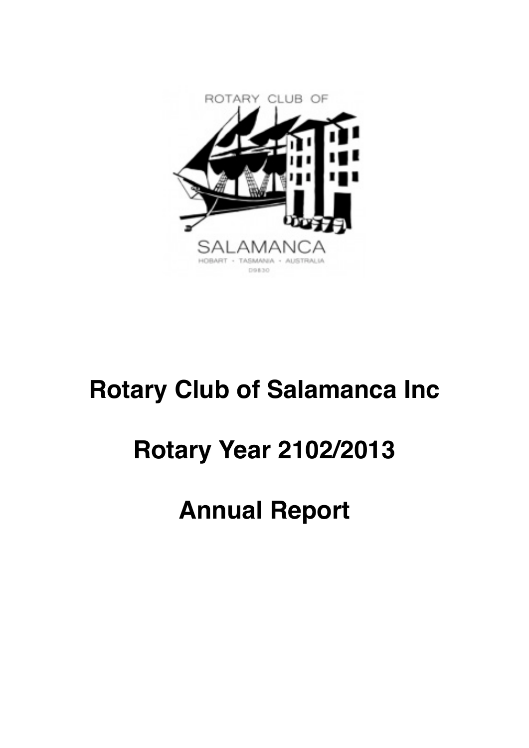ROTARY CLUB OF

SALAMANCA

HOBART · TASMANIA · AUSTRALIA

D9830

# Rotary Club of Salamanca Inc

# Rotary Year 2102/2013

# Annual Report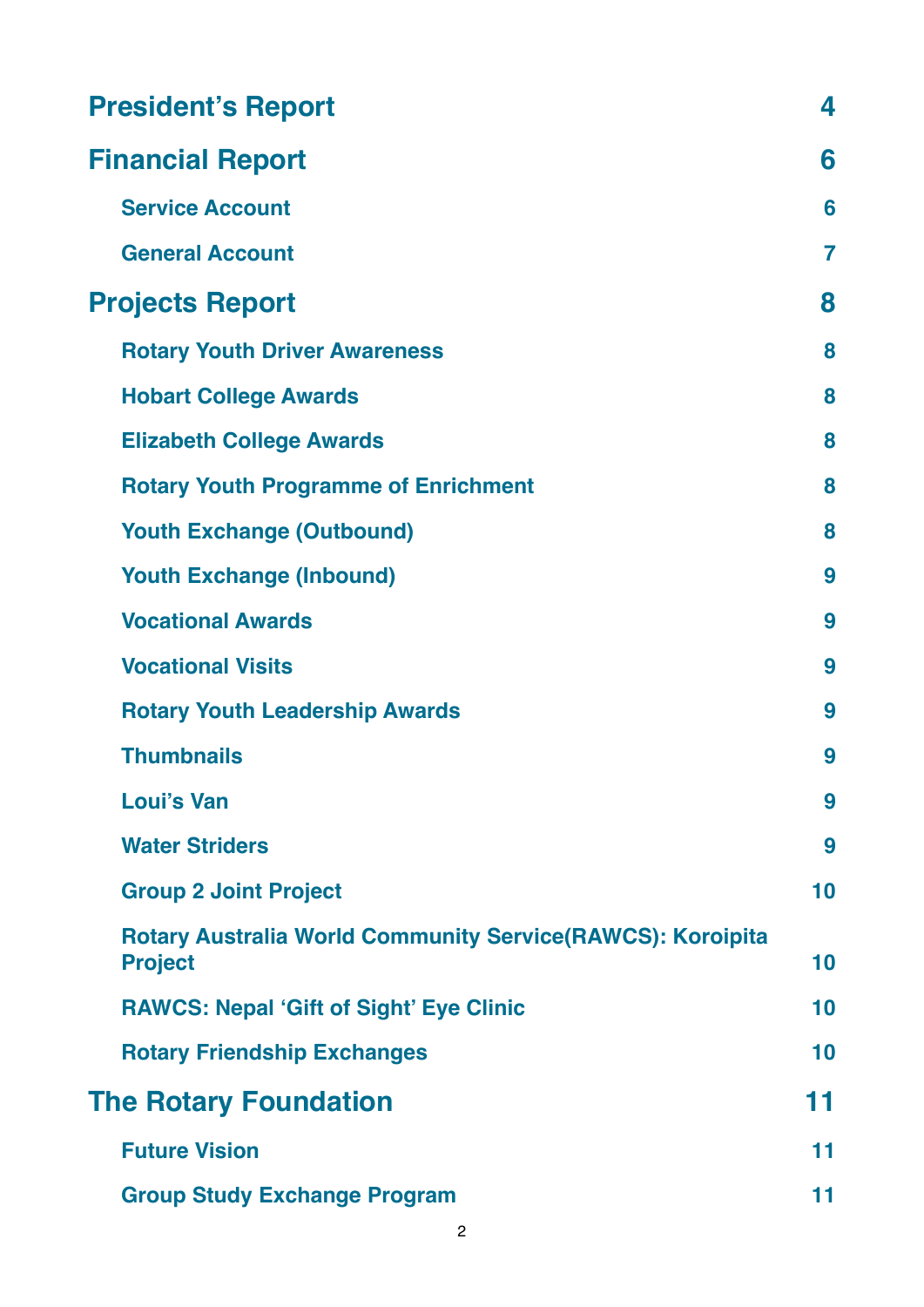| | |
|---|---|
| **President's Report** | **4** |
| **Financial Report** | **6** |
| Service Account | 6 |
| General Account | 7 |
| **Projects Report** | **8** |
| Rotary Youth Driver Awareness | 8 |
| Hobart College Awards | 8 |
| Elizabeth College Awards | 8 |
| Rotary Youth Programme of Enrichment | 8 |
| Youth Exchange (Outbound) | 8 |
| Youth Exchange (Inbound) | 9 |
| Vocational Awards | 9 |
| Vocational Visits | 9 |
| Rotary Youth Leadership Awards | 9 |
| Thumbnails | 9 |
| Loui's Van | 9 |
| Water Striders | 9 |
| Group 2 Joint Project | 10 |
| Rotary Australia World Community Service(RAWCS): Koroipita Project | 10 |
| RAWCS: Nepal 'Gift of Sight' Eye Clinic | 10 |
| Rotary Friendship Exchanges | 10 |
| **The Rotary Foundation** | **11** |
| Future Vision | 11 |
| Group Study Exchange Program | 11 |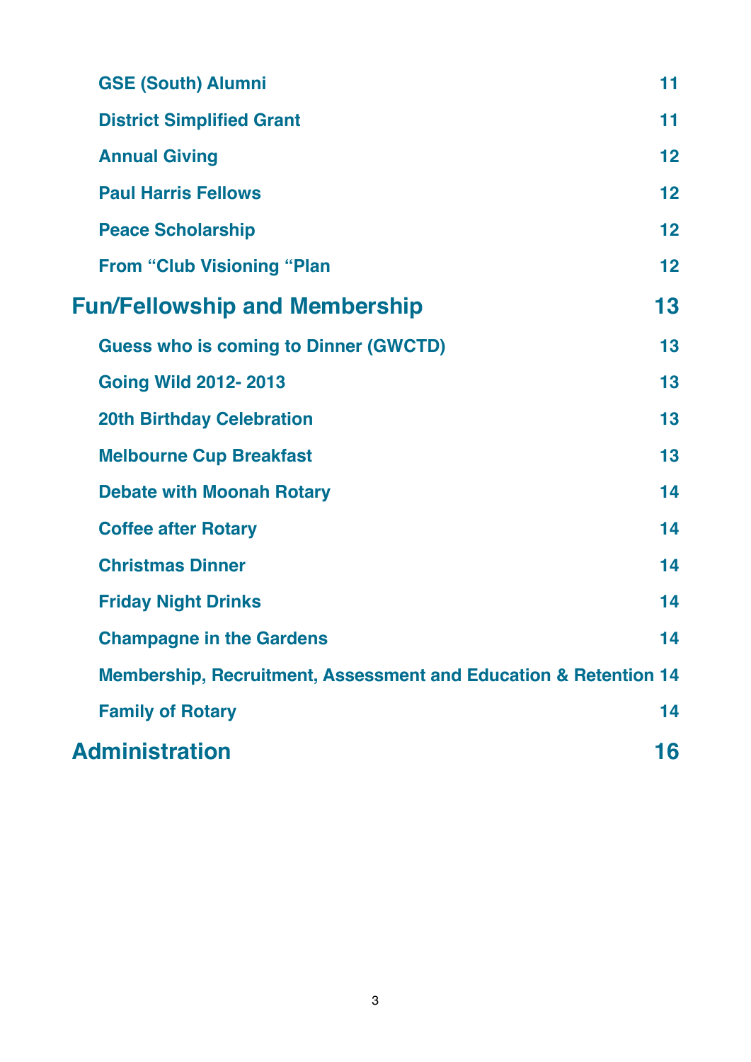| | |
|---|---|
| GSE (South) Alumni | 11 |
| District Simplified Grant | 11 |
| Annual Giving | 12 |
| Paul Harris Fellows | 12 |
| Peace Scholarship | 12 |
| From “Club Visioning “Plan | 12 |
| **Fun/Fellowship and Membership** | **13** |
| Guess who is coming to Dinner (GWCTD) | 13 |
| Going Wild 2012- 2013 | 13 |
| 20th Birthday Celebration | 13 |
| Melbourne Cup Breakfast | 13 |
| Debate with Moonah Rotary | 14 |
| Coffee after Rotary | 14 |
| Christmas Dinner | 14 |
| Friday Night Drinks | 14 |
| Champagne in the Gardens | 14 |
| Membership, Recruitment, Assessment and Education & Retention | 14 |
| Family of Rotary | 14 |
| **Administration** | **16** |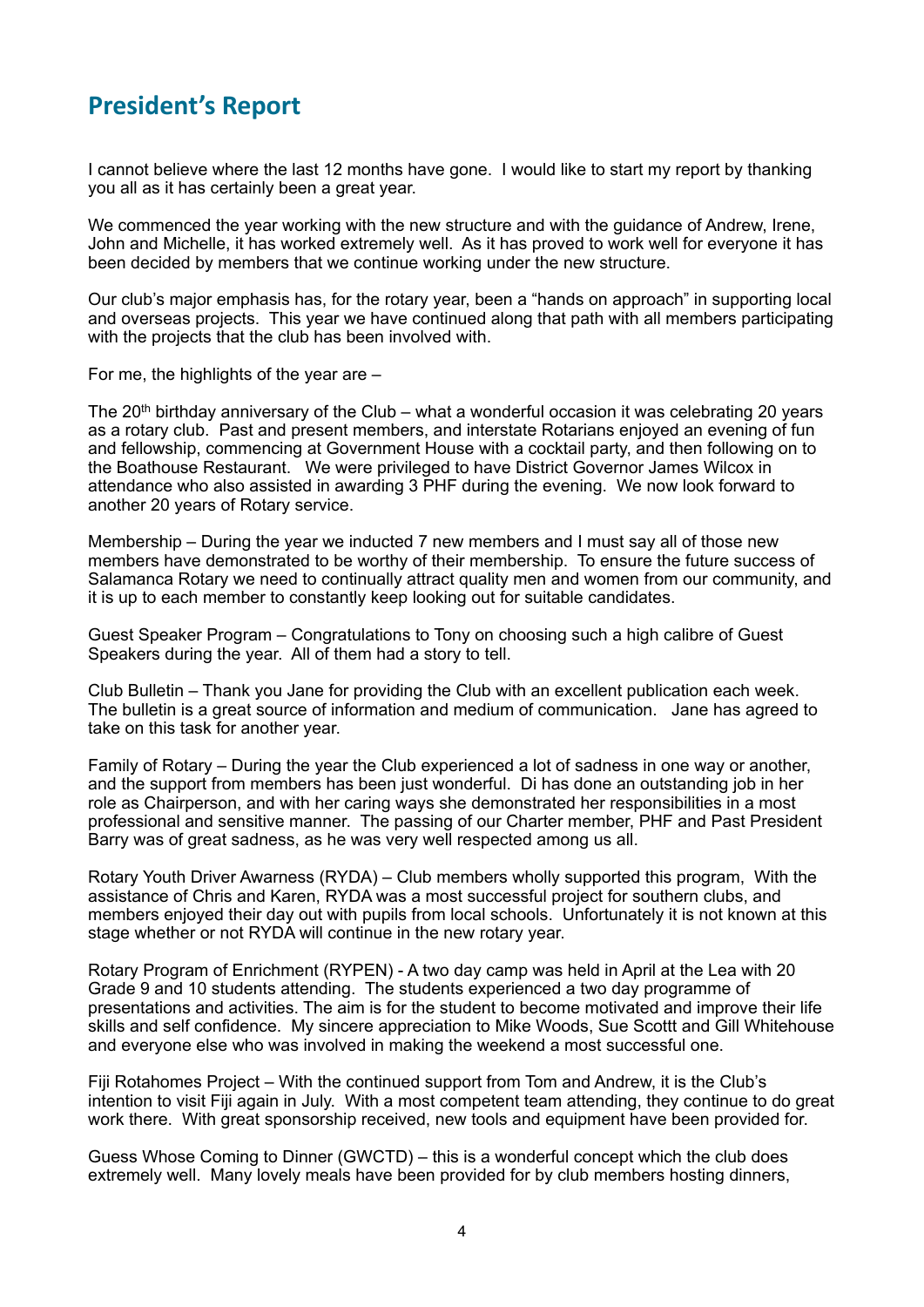## President's Report

I cannot believe where the last 12 months have gone. I would like to start my report by thanking you all as it has certainly been a great year.

We commenced the year working with the new structure and with the guidance of Andrew, Irene, John and Michelle, it has worked extremely well. As it has proved to work well for everyone it has been decided by members that we continue working under the new structure.

Our club's major emphasis has, for the rotary year, been a "hands on approach" in supporting local and overseas projects. This year we have continued along that path with all members participating with the projects that the club has been involved with.

For me, the highlights of the year are –

The 20th birthday anniversary of the Club – what a wonderful occasion it was celebrating 20 years as a rotary club. Past and present members, and interstate Rotarians enjoyed an evening of fun and fellowship, commencing at Government House with a cocktail party, and then following on to the Boathouse Restaurant. We were privileged to have District Governor James Wilcox in attendance who also assisted in awarding 3 PHF during the evening. We now look forward to another 20 years of Rotary service.

Membership – During the year we inducted 7 new members and I must say all of those new members have demonstrated to be worthy of their membership. To ensure the future success of Salamanca Rotary we need to continually attract quality men and women from our community, and it is up to each member to constantly keep looking out for suitable candidates.

Guest Speaker Program – Congratulations to Tony on choosing such a high calibre of Guest Speakers during the year. All of them had a story to tell.

Club Bulletin – Thank you Jane for providing the Club with an excellent publication each week. The bulletin is a great source of information and medium of communication. Jane has agreed to take on this task for another year.

Family of Rotary – During the year the Club experienced a lot of sadness in one way or another, and the support from members has been just wonderful. Di has done an outstanding job in her role as Chairperson, and with her caring ways she demonstrated her responsibilities in a most professional and sensitive manner. The passing of our Charter member, PHF and Past President Barry was of great sadness, as he was very well respected among us all.

Rotary Youth Driver Awarness (RYDA) – Club members wholly supported this program, With the assistance of Chris and Karen, RYDA was a most successful project for southern clubs, and members enjoyed their day out with pupils from local schools. Unfortunately it is not known at this stage whether or not RYDA will continue in the new rotary year.

Rotary Program of Enrichment (RYPEN) - A two day camp was held in April at the Lea with 20 Grade 9 and 10 students attending. The students experienced a two day programme of presentations and activities. The aim is for the student to become motivated and improve their life skills and self confidence. My sincere appreciation to Mike Woods, Sue Scottt and Gill Whitehouse and everyone else who was involved in making the weekend a most successful one.

Fiji Rotahomes Project – With the continued support from Tom and Andrew, it is the Club's intention to visit Fiji again in July. With a most competent team attending, they continue to do great work there. With great sponsorship received, new tools and equipment have been provided for.

Guess Whose Coming to Dinner (GWCTD) – this is a wonderful concept which the club does extremely well. Many lovely meals have been provided for by club members hosting dinners,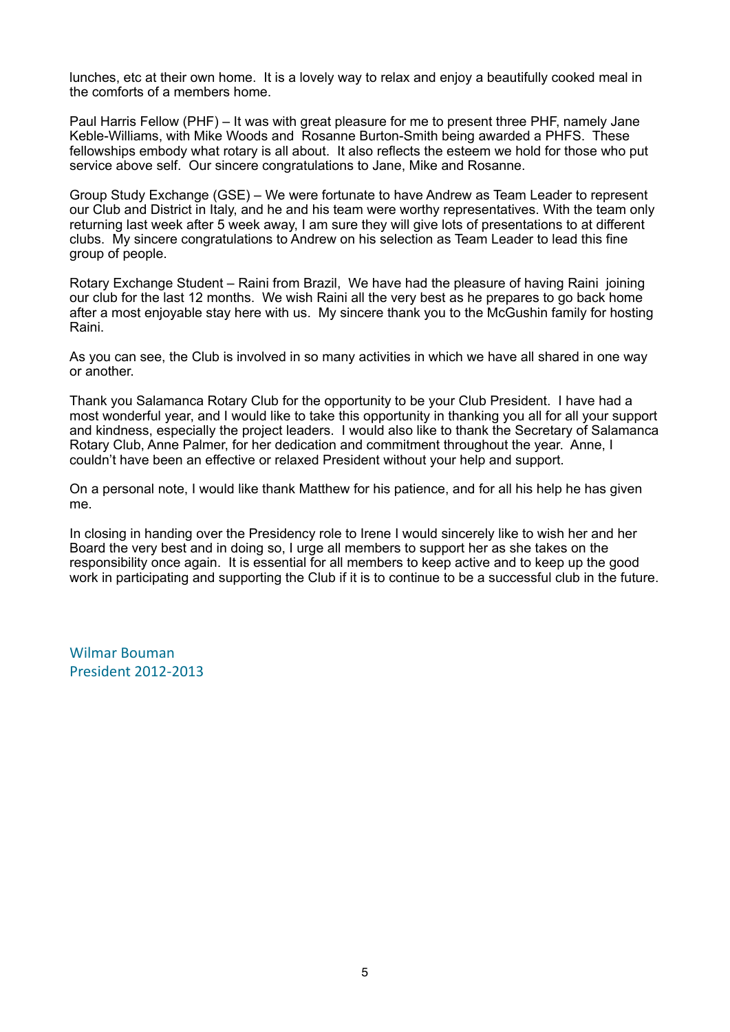lunches, etc at their own home. It is a lovely way to relax and enjoy a beautifully cooked meal in the comforts of a members home.

Paul Harris Fellow (PHF) – It was with great pleasure for me to present three PHF, namely Jane Keble-Williams, with Mike Woods and Rosanne Burton-Smith being awarded a PHFS. These fellowships embody what rotary is all about. It also reflects the esteem we hold for those who put service above self. Our sincere congratulations to Jane, Mike and Rosanne.

Group Study Exchange (GSE) – We were fortunate to have Andrew as Team Leader to represent our Club and District in Italy, and he and his team were worthy representatives. With the team only returning last week after 5 week away, I am sure they will give lots of presentations to at different clubs. My sincere congratulations to Andrew on his selection as Team Leader to lead this fine group of people.

Rotary Exchange Student – Raini from Brazil, We have had the pleasure of having Raini joining our club for the last 12 months. We wish Raini all the very best as he prepares to go back home after a most enjoyable stay here with us. My sincere thank you to the McGushin family for hosting Raini.

As you can see, the Club is involved in so many activities in which we have all shared in one way or another.

Thank you Salamanca Rotary Club for the opportunity to be your Club President. I have had a most wonderful year, and I would like to take this opportunity in thanking you all for all your support and kindness, especially the project leaders. I would also like to thank the Secretary of Salamanca Rotary Club, Anne Palmer, for her dedication and commitment throughout the year. Anne, I couldn't have been an effective or relaxed President without your help and support.

On a personal note, I would like thank Matthew for his patience, and for all his help he has given me.

In closing in handing over the Presidency role to Irene I would sincerely like to wish her and her Board the very best and in doing so, I urge all members to support her as she takes on the responsibility once again. It is essential for all members to keep active and to keep up the good work in participating and supporting the Club if it is to continue to be a successful club in the future.

Wilmar Bouman
President 2012-2013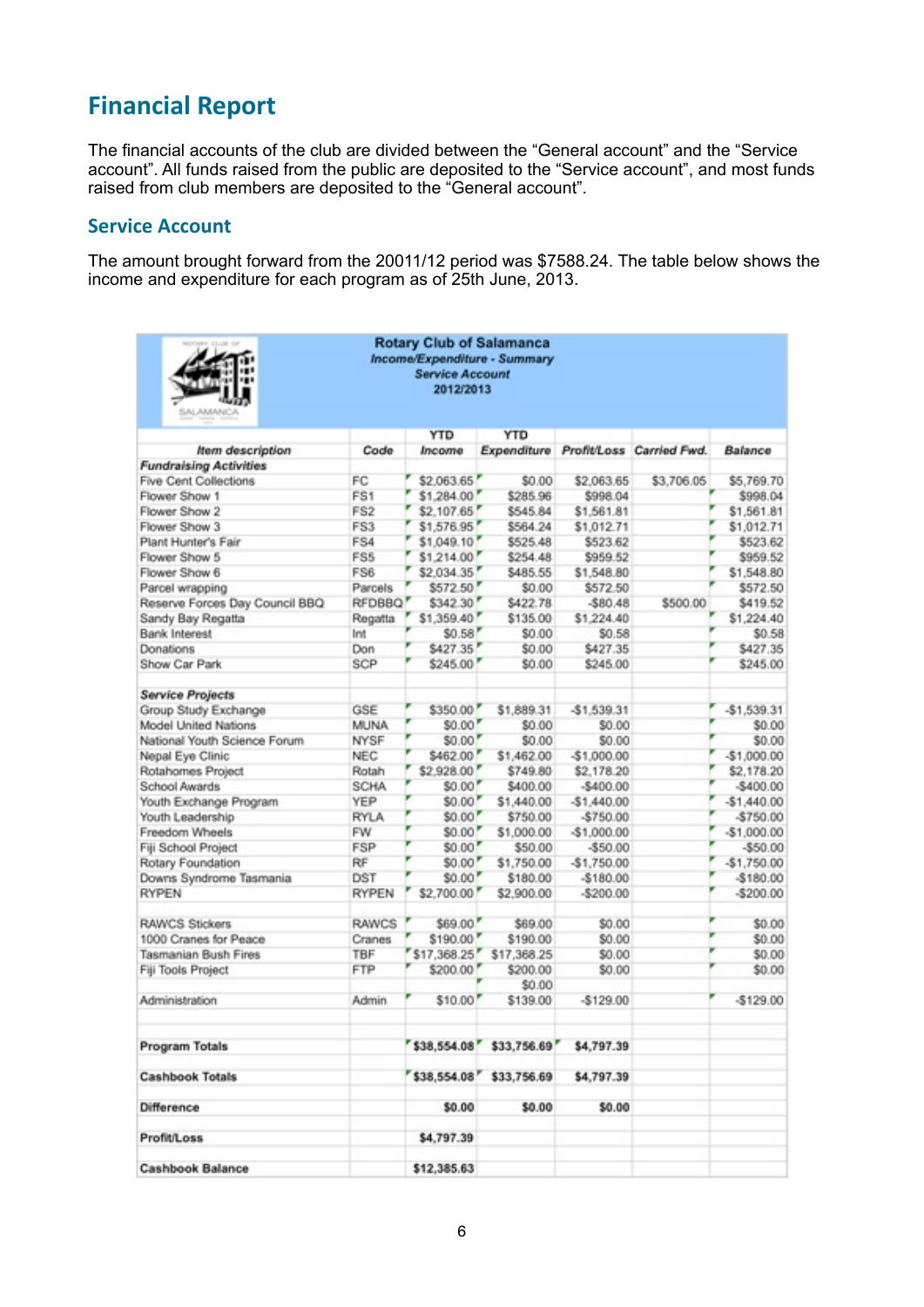# Financial Report

The financial accounts of the club are divided between the “General account” and the “Service account”. All funds raised from the public are deposited to the “Service account”, and most funds raised from club members are deposited to the “General account”.

## Service Account

The amount brought forward from the 20011/12 period was $7588.24. The table below shows the income and expenditure for each program as of 25th June, 2013.

**Rotary Club of Salamanca**
***Income/Expenditure - Summary***
***Service Account***
**2012/2013**

| *Item description* | *Code* | YTD *Income* | YTD *Expenditure* | *Profit/Loss* | *Carried Fwd.* | *Balance* |
|---|---|---|---|---|---|---|
| ***Fundraising Activities*** | | | | | | |
| Five Cent Collections | FC | $2,063.65 | $0.00 | $2,063.65 | $3,706.05 | $5,769.70 |
| Flower Show 1 | FS1 | $1,284.00 | $285.96 | $998.04 | | $998.04 |
| Flower Show 2 | FS2 | $2,107.65 | $545.84 | $1,561.81 | | $1,561.81 |
| Flower Show 3 | FS3 | $1,576.95 | $564.24 | $1,012.71 | | $1,012.71 |
| Plant Hunter's Fair | FS4 | $1,049.10 | $525.48 | $523.62 | | $523.62 |
| Flower Show 5 | FS5 | $1,214.00 | $254.48 | $959.52 | | $959.52 |
| Flower Show 6 | FS6 | $2,034.35 | $485.55 | $1,548.80 | | $1,548.80 |
| Parcel wrapping | Parcels | $572.50 | $0.00 | $572.50 | | $572.50 |
| Reserve Forces Day Council BBQ | RFDBBQ | $342.30 | $422.78 | -$80.48 | $500.00 | $419.52 |
| Sandy Bay Regatta | Regatta | $1,359.40 | $135.00 | $1,224.40 | | $1,224.40 |
| Bank Interest | Int | $0.58 | $0.00 | $0.58 | | $0.58 |
| Donations | Don | $427.35 | $0.00 | $427.35 | | $427.35 |
| Show Car Park | SCP | $245.00 | $0.00 | $245.00 | | $245.00 |
| | | | | | | |
| ***Service Projects*** | | | | | | |
| Group Study Exchange | GSE | $350.00 | $1,889.31 | -$1,539.31 | | -$1,539.31 |
| Model United Nations | MUNA | $0.00 | $0.00 | $0.00 | | $0.00 |
| National Youth Science Forum | NYSF | $0.00 | $0.00 | $0.00 | | $0.00 |
| Nepal Eye Clinic | NEC | $462.00 | $1,462.00 | -$1,000.00 | | -$1,000.00 |
| Rotahomes Project | Rotah | $2,928.00 | $749.80 | $2,178.20 | | $2,178.20 |
| School Awards | SCHA | $0.00 | $400.00 | -$400.00 | | -$400.00 |
| Youth Exchange Program | YEP | $0.00 | $1,440.00 | -$1,440.00 | | -$1,440.00 |
| Youth Leadership | RYLA | $0.00 | $750.00 | -$750.00 | | -$750.00 |
| Freedom Wheels | FW | $0.00 | $1,000.00 | -$1,000.00 | | -$1,000.00 |
| Fiji School Project | FSP | $0.00 | $50.00 | -$50.00 | | -$50.00 |
| Rotary Foundation | RF | $0.00 | $1,750.00 | -$1,750.00 | | -$1,750.00 |
| Downs Syndrome Tasmania | DST | $0.00 | $180.00 | -$180.00 | | -$180.00 |
| RYPEN | RYPEN | $2,700.00 | $2,900.00 | -$200.00 | | -$200.00 |
| | | | | | | |
| RAWCS Stickers | RAWCS | $69.00 | $69.00 | $0.00 | | $0.00 |
| 1000 Cranes for Peace | Cranes | $190.00 | $190.00 | $0.00 | | $0.00 |
| Tasmanian Bush Fires | TBF | $17,368.25 | $17,368.25 | $0.00 | | $0.00 |
| Fiji Tools Project | FTP | $200.00 | $200.00 | $0.00 | | $0.00 |
| | | | $0.00 | | | |
| Administration | Admin | $10.00 | $139.00 | -$129.00 | | -$129.00 |
| | | | | | | |
| **Program Totals** | | **$38,554.08** | **$33,756.69** | **$4,797.39** | | |
| **Cashbook Totals** | | **$38,554.08** | **$33,756.69** | **$4,797.39** | | |
| **Difference** | | **$0.00** | **$0.00** | **$0.00** | | |
| **Profit/Loss** | | **$4,797.39** | | | | |
| **Cashbook Balance** | | **$12,385.63** | | | | |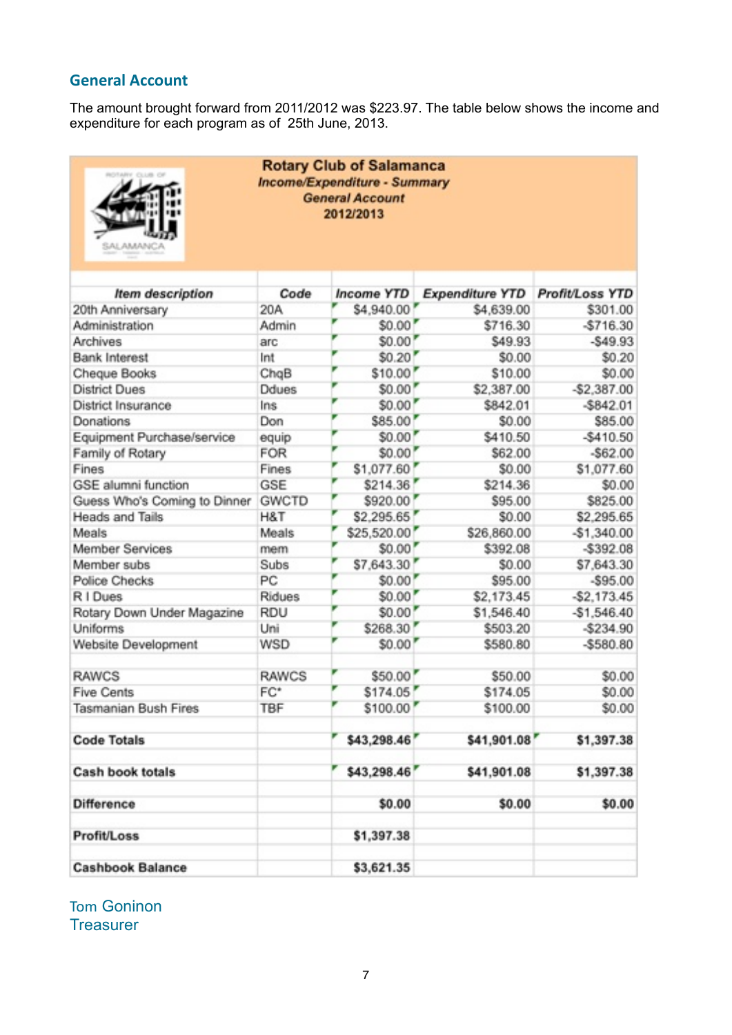## General Account

The amount brought forward from 2011/2012 was $223.97. The table below shows the income and expenditure for each program as of 25th June, 2013.

**Rotary Club of Salamanca**
***Income/Expenditure - Summary***
***General Account***
**2012/2013**

| *Item description* | *Code* | *Income YTD* | *Expenditure YTD* | *Profit/Loss YTD* |
|---|---|---|---|---|
| 20th Anniversary | 20A | $4,940.00 | $4,639.00 | $301.00 |
| Administration | Admin | $0.00 | $716.30 | -$716.30 |
| Archives | arc | $0.00 | $49.93 | -$49.93 |
| Bank Interest | Int | $0.20 | $0.00 | $0.20 |
| Cheque Books | ChqB | $10.00 | $10.00 | $0.00 |
| District Dues | Ddues | $0.00 | $2,387.00 | -$2,387.00 |
| District Insurance | Ins | $0.00 | $842.01 | -$842.01 |
| Donations | Don | $85.00 | $0.00 | $85.00 |
| Equipment Purchase/service | equip | $0.00 | $410.50 | -$410.50 |
| Family of Rotary | FOR | $0.00 | $62.00 | -$62.00 |
| Fines | Fines | $1,077.60 | $0.00 | $1,077.60 |
| GSE alumni function | GSE | $214.36 | $214.36 | $0.00 |
| Guess Who's Coming to Dinner | GWCTD | $920.00 | $95.00 | $825.00 |
| Heads and Tails | H&T | $2,295.65 | $0.00 | $2,295.65 |
| Meals | Meals | $25,520.00 | $26,860.00 | -$1,340.00 |
| Member Services | mem | $0.00 | $392.08 | -$392.08 |
| Member subs | Subs | $7,643.30 | $0.00 | $7,643.30 |
| Police Checks | PC | $0.00 | $95.00 | -$95.00 |
| R I Dues | Ridues | $0.00 | $2,173.45 | -$2,173.45 |
| Rotary Down Under Magazine | RDU | $0.00 | $1,546.40 | -$1,546.40 |
| Uniforms | Uni | $268.30 | $503.20 | -$234.90 |
| Website Development | WSD | $0.00 | $580.80 | -$580.80 |
| | | | | |
| RAWCS | RAWCS | $50.00 | $50.00 | $0.00 |
| Five Cents | FC* | $174.05 | $174.05 | $0.00 |
| Tasmanian Bush Fires | TBF | $100.00 | $100.00 | $0.00 |
| | | | | |
| **Code Totals** | | **$43,298.46** | **$41,901.08** | **$1,397.38** |
| | | | | |
| **Cash book totals** | | **$43,298.46** | **$41,901.08** | **$1,397.38** |
| | | | | |
| **Difference** | | **$0.00** | **$0.00** | **$0.00** |
| | | | | |
| **Profit/Loss** | | **$1,397.38** | | |
| | | | | |
| **Cashbook Balance** | | **$3,621.35** | | |

Tom Goninon
Treasurer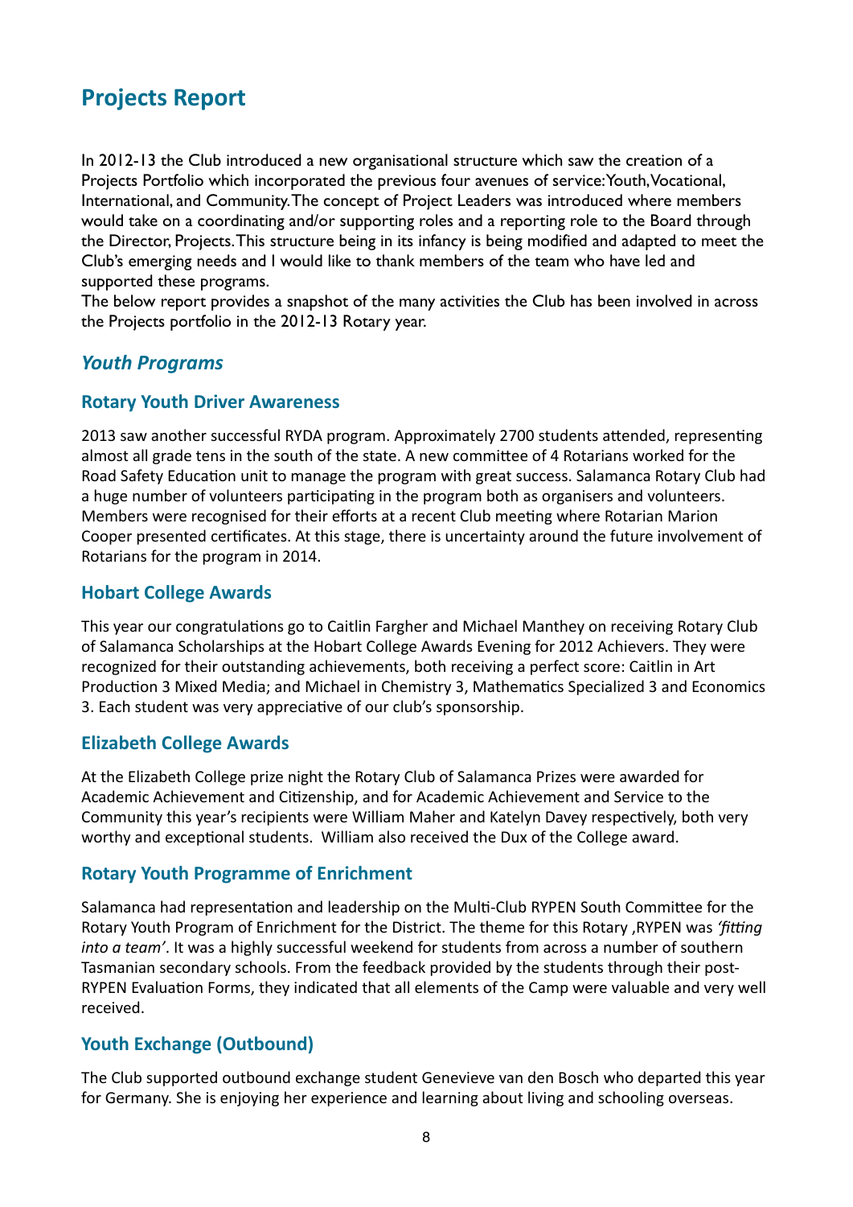# Projects Report

In 2012-13 the Club introduced a new organisational structure which saw the creation of a Projects Portfolio which incorporated the previous four avenues of service: Youth, Vocational, International, and Community. The concept of Project Leaders was introduced where members would take on a coordinating and/or supporting roles and a reporting role to the Board through the Director, Projects. This structure being in its infancy is being modified and adapted to meet the Club's emerging needs and I would like to thank members of the team who have led and supported these programs.
The below report provides a snapshot of the many activities the Club has been involved in across the Projects portfolio in the 2012-13 Rotary year.

## *Youth Programs*

### Rotary Youth Driver Awareness

2013 saw another successful RYDA program. Approximately 2700 students attended, representing almost all grade tens in the south of the state. A new committee of 4 Rotarians worked for the Road Safety Education unit to manage the program with great success. Salamanca Rotary Club had a huge number of volunteers participating in the program both as organisers and volunteers. Members were recognised for their efforts at a recent Club meeting where Rotarian Marion Cooper presented certificates. At this stage, there is uncertainty around the future involvement of Rotarians for the program in 2014.

### Hobart College Awards

This year our congratulations go to Caitlin Fargher and Michael Manthey on receiving Rotary Club of Salamanca Scholarships at the Hobart College Awards Evening for 2012 Achievers. They were recognized for their outstanding achievements, both receiving a perfect score: Caitlin in Art Production 3 Mixed Media; and Michael in Chemistry 3, Mathematics Specialized 3 and Economics 3. Each student was very appreciative of our club's sponsorship.

### Elizabeth College Awards

At the Elizabeth College prize night the Rotary Club of Salamanca Prizes were awarded for Academic Achievement and Citizenship, and for Academic Achievement and Service to the Community this year's recipients were William Maher and Katelyn Davey respectively, both very worthy and exceptional students. William also received the Dux of the College award.

### Rotary Youth Programme of Enrichment

Salamanca had representation and leadership on the Multi-Club RYPEN South Committee for the Rotary Youth Program of Enrichment for the District. The theme for this Rotary ,RYPEN was *'fitting into a team'*. It was a highly successful weekend for students from across a number of southern Tasmanian secondary schools. From the feedback provided by the students through their post-RYPEN Evaluation Forms, they indicated that all elements of the Camp were valuable and very well received.

### Youth Exchange (Outbound)

The Club supported outbound exchange student Genevieve van den Bosch who departed this year for Germany. She is enjoying her experience and learning about living and schooling overseas.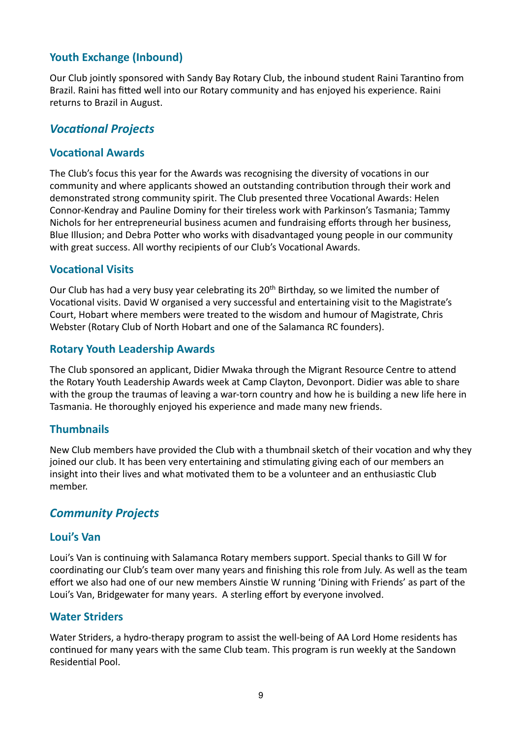### Youth Exchange (Inbound)

Our Club jointly sponsored with Sandy Bay Rotary Club, the inbound student Raini Tarantino from Brazil. Raini has fitted well into our Rotary community and has enjoyed his experience. Raini returns to Brazil in August.

## *Vocational Projects*

### Vocational Awards

The Club's focus this year for the Awards was recognising the diversity of vocations in our community and where applicants showed an outstanding contribution through their work and demonstrated strong community spirit. The Club presented three Vocational Awards: Helen Connor-Kendray and Pauline Dominy for their tireless work with Parkinson's Tasmania; Tammy Nichols for her entrepreneurial business acumen and fundraising efforts through her business, Blue Illusion; and Debra Potter who works with disadvantaged young people in our community with great success. All worthy recipients of our Club's Vocational Awards.

### Vocational Visits

Our Club has had a very busy year celebrating its 20th Birthday, so we limited the number of Vocational visits. David W organised a very successful and entertaining visit to the Magistrate's Court, Hobart where members were treated to the wisdom and humour of Magistrate, Chris Webster (Rotary Club of North Hobart and one of the Salamanca RC founders).

### Rotary Youth Leadership Awards

The Club sponsored an applicant, Didier Mwaka through the Migrant Resource Centre to attend the Rotary Youth Leadership Awards week at Camp Clayton, Devonport. Didier was able to share with the group the traumas of leaving a war-torn country and how he is building a new life here in Tasmania. He thoroughly enjoyed his experience and made many new friends.

### Thumbnails

New Club members have provided the Club with a thumbnail sketch of their vocation and why they joined our club. It has been very entertaining and stimulating giving each of our members an insight into their lives and what motivated them to be a volunteer and an enthusiastic Club member.

## *Community Projects*

### Loui's Van

Loui's Van is continuing with Salamanca Rotary members support. Special thanks to Gill W for coordinating our Club's team over many years and finishing this role from July. As well as the team effort we also had one of our new members Ainstie W running 'Dining with Friends' as part of the Loui's Van, Bridgewater for many years. A sterling effort by everyone involved.

### Water Striders

Water Striders, a hydro-therapy program to assist the well-being of AA Lord Home residents has continued for many years with the same Club team. This program is run weekly at the Sandown Residential Pool.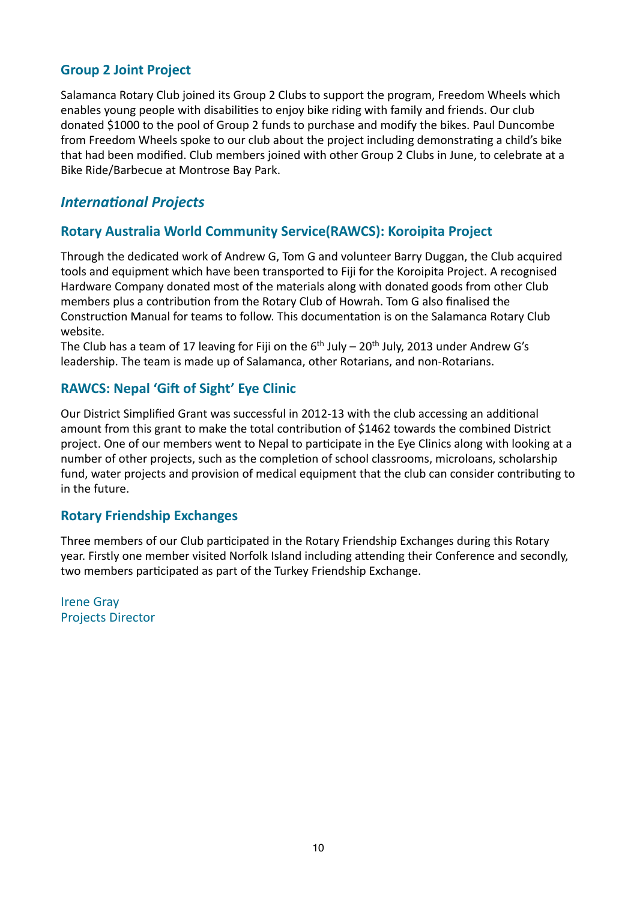### Group 2 Joint Project

Salamanca Rotary Club joined its Group 2 Clubs to support the program, Freedom Wheels which enables young people with disabilities to enjoy bike riding with family and friends. Our club donated $1000 to the pool of Group 2 funds to purchase and modify the bikes. Paul Duncombe from Freedom Wheels spoke to our club about the project including demonstrating a child's bike that had been modified. Club members joined with other Group 2 Clubs in June, to celebrate at a Bike Ride/Barbecue at Montrose Bay Park.

## *International Projects*

### Rotary Australia World Community Service(RAWCS): Koroipita Project

Through the dedicated work of Andrew G, Tom G and volunteer Barry Duggan, the Club acquired tools and equipment which have been transported to Fiji for the Koroipita Project. A recognised Hardware Company donated most of the materials along with donated goods from other Club members plus a contribution from the Rotary Club of Howrah. Tom G also finalised the Construction Manual for teams to follow. This documentation is on the Salamanca Rotary Club website.
The Club has a team of 17 leaving for Fiji on the 6th July – 20th July, 2013 under Andrew G's leadership. The team is made up of Salamanca, other Rotarians, and non-Rotarians.

### RAWCS: Nepal 'Gift of Sight' Eye Clinic

Our District Simplified Grant was successful in 2012-13 with the club accessing an additional amount from this grant to make the total contribution of $1462 towards the combined District project. One of our members went to Nepal to participate in the Eye Clinics along with looking at a number of other projects, such as the completion of school classrooms, microloans, scholarship fund, water projects and provision of medical equipment that the club can consider contributing to in the future.

### Rotary Friendship Exchanges

Three members of our Club participated in the Rotary Friendship Exchanges during this Rotary year. Firstly one member visited Norfolk Island including attending their Conference and secondly, two members participated as part of the Turkey Friendship Exchange.

Irene Gray
Projects Director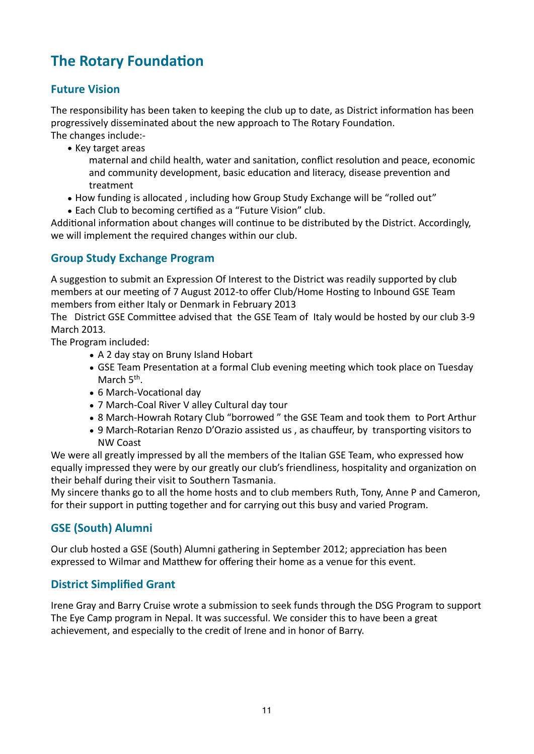# The Rotary Foundation

## Future Vision

The responsibility has been taken to keeping the club up to date, as District information has been progressively disseminated about the new approach to The Rotary Foundation.
The changes include:-

- Key target areas
  maternal and child health, water and sanitation, conflict resolution and peace, economic and community development, basic education and literacy, disease prevention and treatment
- How funding is allocated , including how Group Study Exchange will be "rolled out"
- Each Club to becoming certified as a "Future Vision" club.

Additional information about changes will continue to be distributed by the District. Accordingly, we will implement the required changes within our club.

## Group Study Exchange Program

A suggestion to submit an Expression Of Interest to the District was readily supported by club members at our meeting of 7 August 2012-to offer Club/Home Hosting to Inbound GSE Team members from either Italy or Denmark in February 2013
The District GSE Committee advised that the GSE Team of Italy would be hosted by our club 3-9 March 2013.
The Program included:

- A 2 day stay on Bruny Island Hobart
- GSE Team Presentation at a formal Club evening meeting which took place on Tuesday March 5th.
- 6 March-Vocational day
- 7 March-Coal River V alley Cultural day tour
- 8 March-Howrah Rotary Club "borrowed " the GSE Team and took them to Port Arthur
- 9 March-Rotarian Renzo D'Orazio assisted us , as chauffeur, by transporting visitors to NW Coast

We were all greatly impressed by all the members of the Italian GSE Team, who expressed how equally impressed they were by our greatly our club's friendliness, hospitality and organization on their behalf during their visit to Southern Tasmania.
My sincere thanks go to all the home hosts and to club members Ruth, Tony, Anne P and Cameron, for their support in putting together and for carrying out this busy and varied Program.

## GSE (South) Alumni

Our club hosted a GSE (South) Alumni gathering in September 2012; appreciation has been expressed to Wilmar and Matthew for offering their home as a venue for this event.

## District Simplified Grant

Irene Gray and Barry Cruise wrote a submission to seek funds through the DSG Program to support The Eye Camp program in Nepal. It was successful. We consider this to have been a great achievement, and especially to the credit of Irene and in honor of Barry.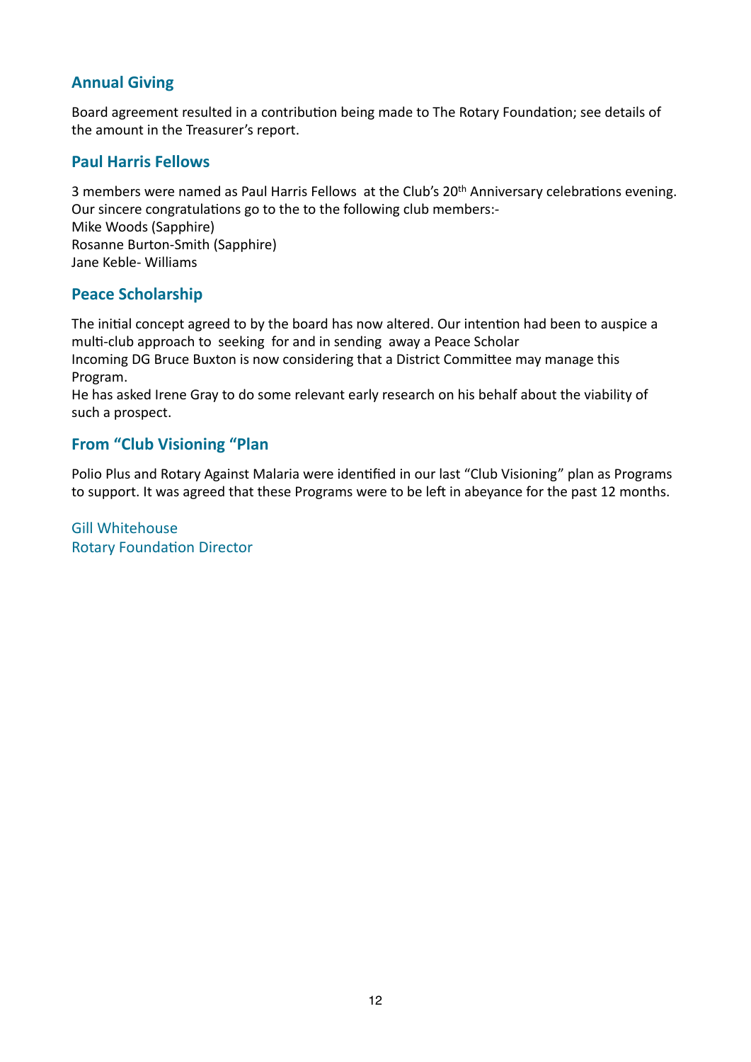## Annual Giving

Board agreement resulted in a contribution being made to The Rotary Foundation; see details of the amount in the Treasurer's report.

## Paul Harris Fellows

3 members were named as Paul Harris Fellows at the Club's 20th Anniversary celebrations evening. Our sincere congratulations go to the to the following club members:-
Mike Woods (Sapphire)
Rosanne Burton-Smith (Sapphire)
Jane Keble- Williams

## Peace Scholarship

The initial concept agreed to by the board has now altered. Our intention had been to auspice a multi-club approach to seeking for and in sending away a Peace Scholar
Incoming DG Bruce Buxton is now considering that a District Committee may manage this Program.
He has asked Irene Gray to do some relevant early research on his behalf about the viability of such a prospect.

## From "Club Visioning "Plan

Polio Plus and Rotary Against Malaria were identified in our last "Club Visioning" plan as Programs to support. It was agreed that these Programs were to be left in abeyance for the past 12 months.

Gill Whitehouse
Rotary Foundation Director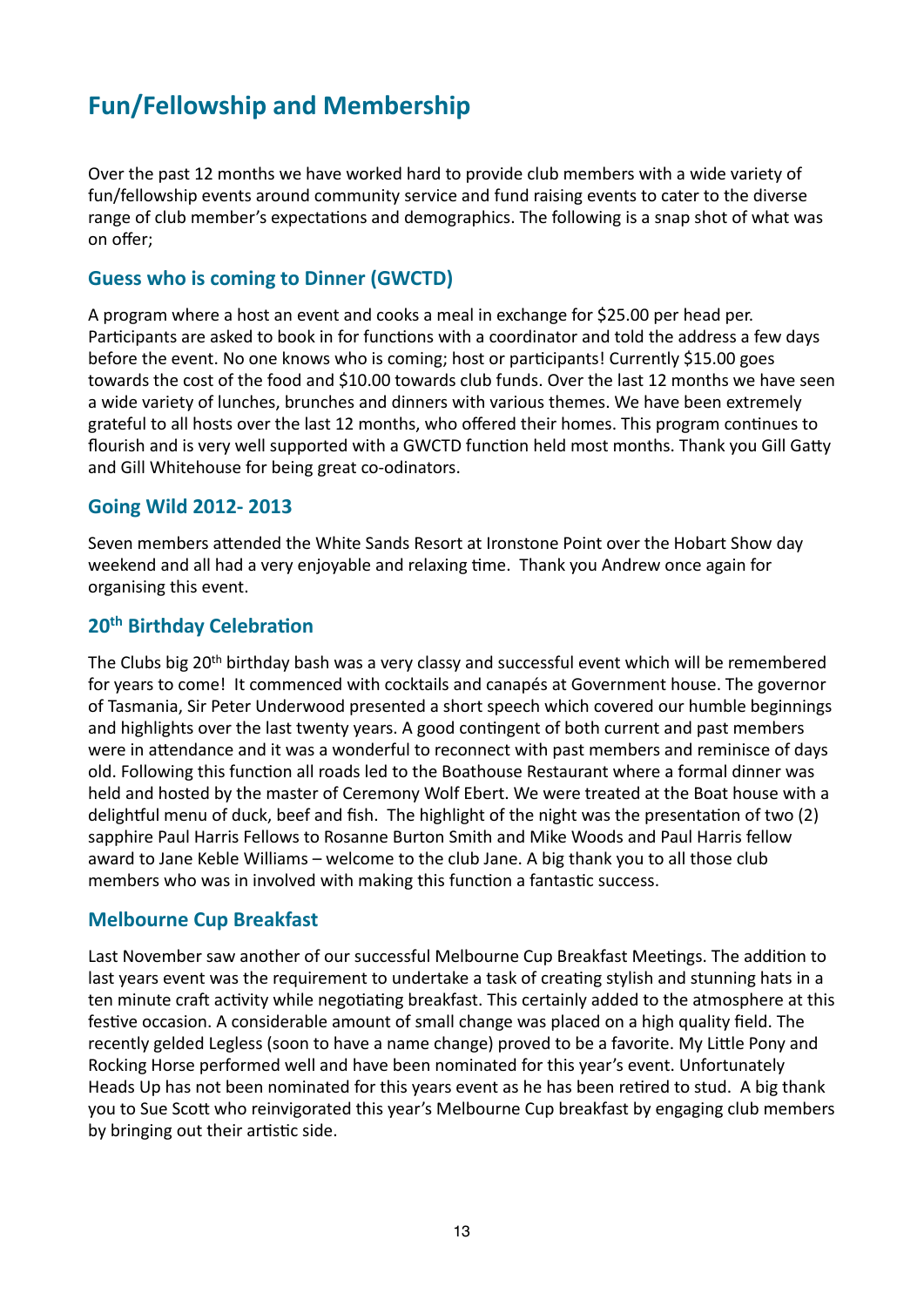# Fun/Fellowship and Membership

Over the past 12 months we have worked hard to provide club members with a wide variety of fun/fellowship events around community service and fund raising events to cater to the diverse range of club member's expectations and demographics. The following is a snap shot of what was on offer;

## Guess who is coming to Dinner (GWCTD)

A program where a host an event and cooks a meal in exchange for $25.00 per head per. Participants are asked to book in for functions with a coordinator and told the address a few days before the event. No one knows who is coming; host or participants! Currently $15.00 goes towards the cost of the food and $10.00 towards club funds. Over the last 12 months we have seen a wide variety of lunches, brunches and dinners with various themes. We have been extremely grateful to all hosts over the last 12 months, who offered their homes. This program continues to flourish and is very well supported with a GWCTD function held most months. Thank you Gill Gatty and Gill Whitehouse for being great co-odinators.

## Going Wild 2012- 2013

Seven members attended the White Sands Resort at Ironstone Point over the Hobart Show day weekend and all had a very enjoyable and relaxing time.  Thank you Andrew once again for organising this event.

## 20th Birthday Celebration

The Clubs big 20th birthday bash was a very classy and successful event which will be remembered for years to come!  It commenced with cocktails and canapés at Government house. The governor of Tasmania, Sir Peter Underwood presented a short speech which covered our humble beginnings and highlights over the last twenty years. A good contingent of both current and past members were in attendance and it was a wonderful to reconnect with past members and reminisce of days old. Following this function all roads led to the Boathouse Restaurant where a formal dinner was held and hosted by the master of Ceremony Wolf Ebert. We were treated at the Boat house with a delightful menu of duck, beef and fish.  The highlight of the night was the presentation of two (2) sapphire Paul Harris Fellows to Rosanne Burton Smith and Mike Woods and Paul Harris fellow award to Jane Keble Williams – welcome to the club Jane. A big thank you to all those club members who was in involved with making this function a fantastic success.

## Melbourne Cup Breakfast

Last November saw another of our successful Melbourne Cup Breakfast Meetings. The addition to last years event was the requirement to undertake a task of creating stylish and stunning hats in a ten minute craft activity while negotiating breakfast. This certainly added to the atmosphere at this festive occasion. A considerable amount of small change was placed on a high quality field. The recently gelded Legless (soon to have a name change) proved to be a favorite. My Little Pony and Rocking Horse performed well and have been nominated for this year's event. Unfortunately Heads Up has not been nominated for this years event as he has been retired to stud.  A big thank you to Sue Scott who reinvigorated this year's Melbourne Cup breakfast by engaging club members by bringing out their artistic side.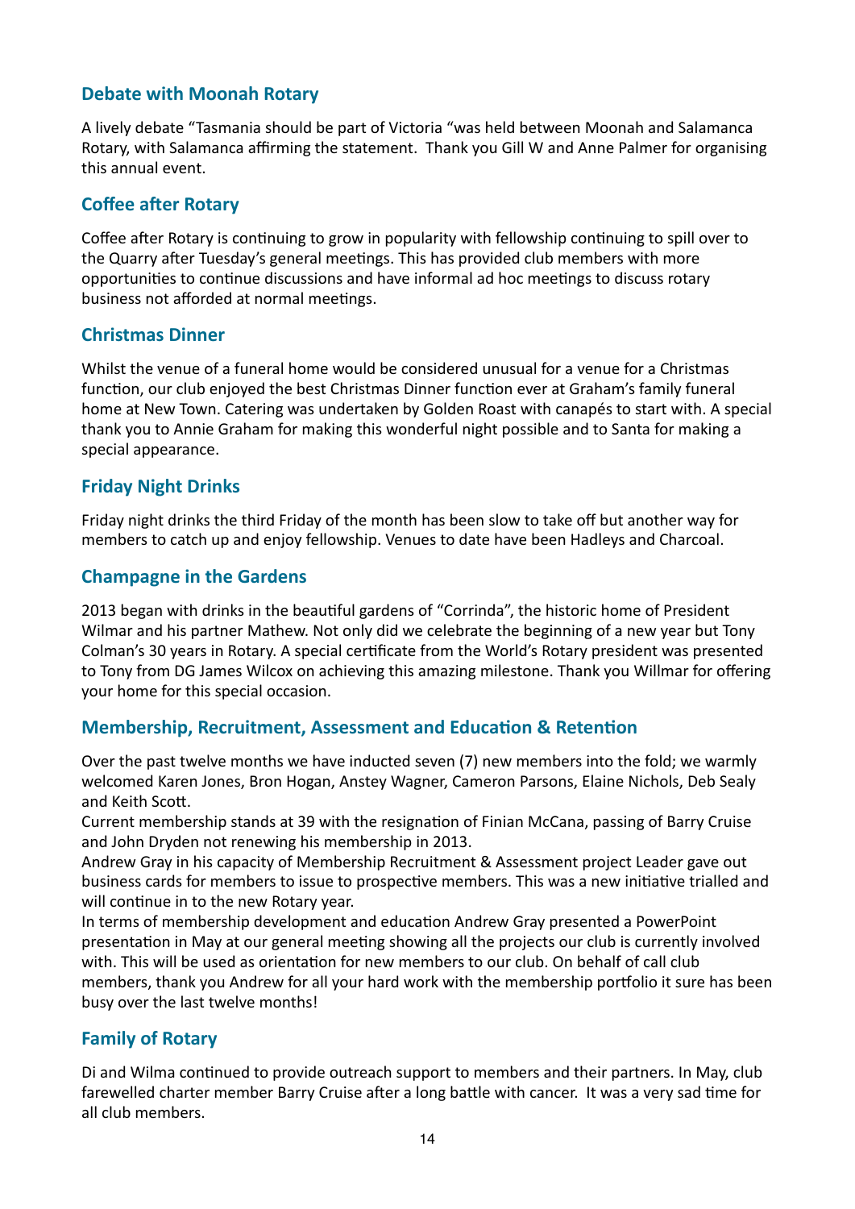## Debate with Moonah Rotary

A lively debate "Tasmania should be part of Victoria "was held between Moonah and Salamanca Rotary, with Salamanca affirming the statement. Thank you Gill W and Anne Palmer for organising this annual event.

## Coffee after Rotary

Coffee after Rotary is continuing to grow in popularity with fellowship continuing to spill over to the Quarry after Tuesday's general meetings. This has provided club members with more opportunities to continue discussions and have informal ad hoc meetings to discuss rotary business not afforded at normal meetings.

## Christmas Dinner

Whilst the venue of a funeral home would be considered unusual for a venue for a Christmas function, our club enjoyed the best Christmas Dinner function ever at Graham's family funeral home at New Town. Catering was undertaken by Golden Roast with canapés to start with. A special thank you to Annie Graham for making this wonderful night possible and to Santa for making a special appearance.

## Friday Night Drinks

Friday night drinks the third Friday of the month has been slow to take off but another way for members to catch up and enjoy fellowship. Venues to date have been Hadleys and Charcoal.

## Champagne in the Gardens

2013 began with drinks in the beautiful gardens of "Corrinda", the historic home of President Wilmar and his partner Mathew. Not only did we celebrate the beginning of a new year but Tony Colman's 30 years in Rotary. A special certificate from the World's Rotary president was presented to Tony from DG James Wilcox on achieving this amazing milestone. Thank you Willmar for offering your home for this special occasion.

## Membership, Recruitment, Assessment and Education & Retention

Over the past twelve months we have inducted seven (7) new members into the fold; we warmly welcomed Karen Jones, Bron Hogan, Anstey Wagner, Cameron Parsons, Elaine Nichols, Deb Sealy and Keith Scott.

Current membership stands at 39 with the resignation of Finian McCana, passing of Barry Cruise and John Dryden not renewing his membership in 2013.

Andrew Gray in his capacity of Membership Recruitment & Assessment project Leader gave out business cards for members to issue to prospective members. This was a new initiative trialled and will continue in to the new Rotary year.

In terms of membership development and education Andrew Gray presented a PowerPoint presentation in May at our general meeting showing all the projects our club is currently involved with. This will be used as orientation for new members to our club. On behalf of call club members, thank you Andrew for all your hard work with the membership portfolio it sure has been busy over the last twelve months!

## Family of Rotary

Di and Wilma continued to provide outreach support to members and their partners. In May, club farewelled charter member Barry Cruise after a long battle with cancer. It was a very sad time for all club members.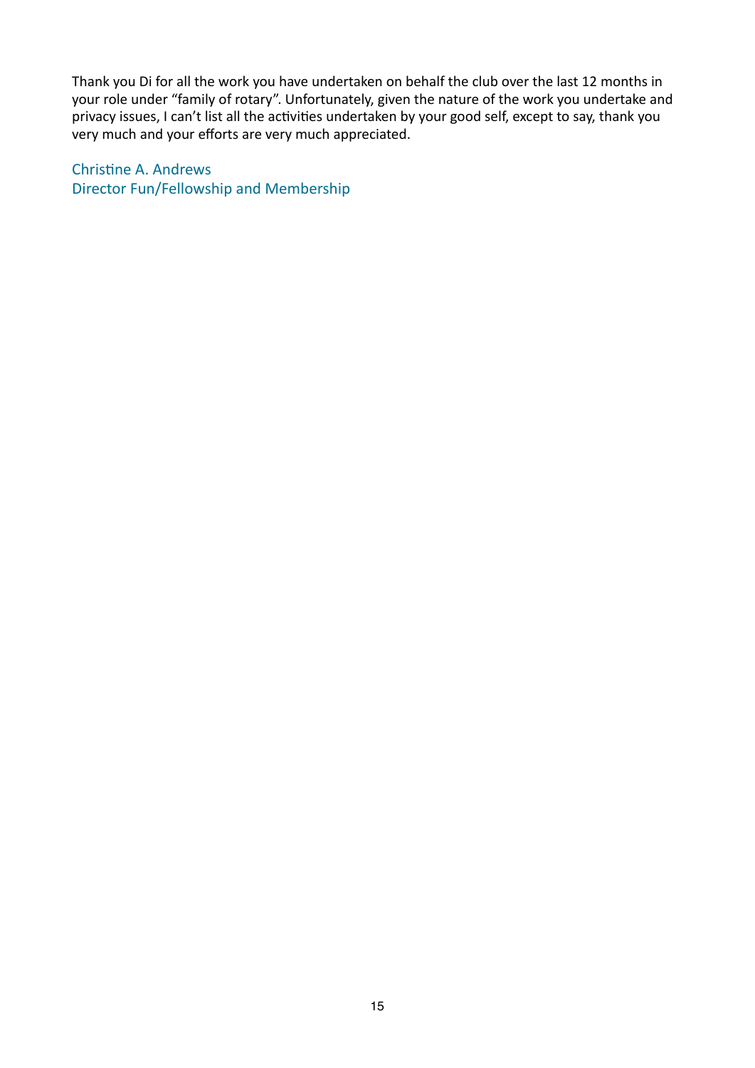Thank you Di for all the work you have undertaken on behalf the club over the last 12 months in your role under "family of rotary". Unfortunately, given the nature of the work you undertake and privacy issues, I can't list all the activities undertaken by your good self, except to say, thank you very much and your efforts are very much appreciated.

Christine A. Andrews
Director Fun/Fellowship and Membership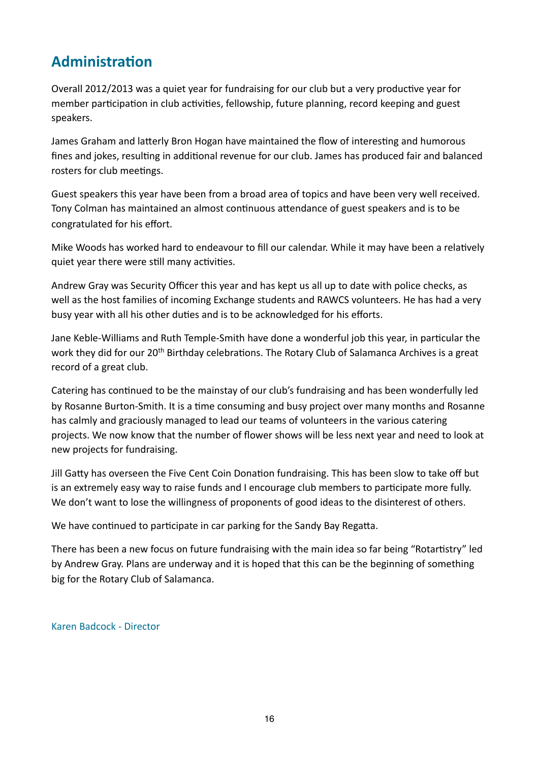## Administration

Overall 2012/2013 was a quiet year for fundraising for our club but a very productive year for member participation in club activities, fellowship, future planning, record keeping and guest speakers.

James Graham and latterly Bron Hogan have maintained the flow of interesting and humorous fines and jokes, resulting in additional revenue for our club. James has produced fair and balanced rosters for club meetings.

Guest speakers this year have been from a broad area of topics and have been very well received. Tony Colman has maintained an almost continuous attendance of guest speakers and is to be congratulated for his effort.

Mike Woods has worked hard to endeavour to fill our calendar. While it may have been a relatively quiet year there were still many activities.

Andrew Gray was Security Officer this year and has kept us all up to date with police checks, as well as the host families of incoming Exchange students and RAWCS volunteers. He has had a very busy year with all his other duties and is to be acknowledged for his efforts.

Jane Keble-Williams and Ruth Temple-Smith have done a wonderful job this year, in particular the work they did for our 20th Birthday celebrations. The Rotary Club of Salamanca Archives is a great record of a great club.

Catering has continued to be the mainstay of our club's fundraising and has been wonderfully led by Rosanne Burton-Smith. It is a time consuming and busy project over many months and Rosanne has calmly and graciously managed to lead our teams of volunteers in the various catering projects. We now know that the number of flower shows will be less next year and need to look at new projects for fundraising.

Jill Gatty has overseen the Five Cent Coin Donation fundraising. This has been slow to take off but is an extremely easy way to raise funds and I encourage club members to participate more fully. We don't want to lose the willingness of proponents of good ideas to the disinterest of others.

We have continued to participate in car parking for the Sandy Bay Regatta.

There has been a new focus on future fundraising with the main idea so far being "Rotartistry" led by Andrew Gray. Plans are underway and it is hoped that this can be the beginning of something big for the Rotary Club of Salamanca.

Karen Badcock - Director